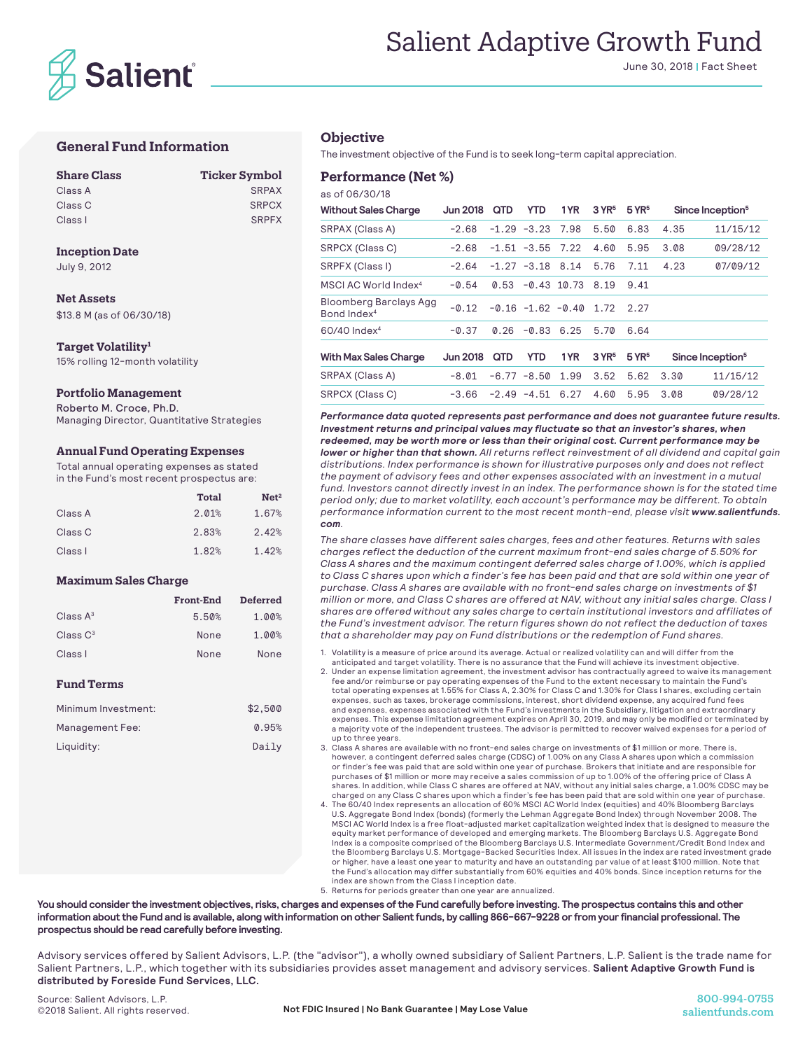# Salient Adaptive Growth Fund

June 30, 2018 | Fact Sheet

## General Fund Information

| Share Class | Ticker Symbol |
|---|---|
| Class A | SRPAX |
| Class C | SRPCX |
| Class I | SRPFX |

**Inception Date**
July 9, 2012

**Net Assets**
$13.8 M (as of 06/30/18)

**Target Volatility[1]**
15% rolling 12-month volatility

**Portfolio Management**
Roberto M. Croce, Ph.D.
Managing Director, Quantitative Strategies

### Annual Fund Operating Expenses

Total annual operating expenses as stated in the Fund's most recent prospectus are:

| | Total | Net[2] |
|---|---|---|
| Class A | 2.01% | 1.67% |
| Class C | 2.83% | 2.42% |
| Class I | 1.82% | 1.42% |

### Maximum Sales Charge

| | Front-End | Deferred |
|---|---|---|
| Class A[3] | 5.50% | 1.00% |
| Class C[3] | None | 1.00% |
| Class I | None | None |

### Fund Terms

| | |
|---|---|
| Minimum Investment: | $2,500 |
| Management Fee: | 0.95% |
| Liquidity: | Daily |

## Objective

The investment objective of the Fund is to seek long-term capital appreciation.

## Performance (Net %)

as of 06/30/18

| Without Sales Charge | Jun 2018 | QTD | YTD | 1 YR | 3 YR[5] | 5 YR[5] | Since Inception[5] | |
|---|---|---|---|---|---|---|---|---|
| SRPAX (Class A) | -2.68 | -1.29 | -3.23 | 7.98 | 5.50 | 6.83 | 4.35 | 11/15/12 |
| SRPCX (Class C) | -2.68 | -1.51 | -3.55 | 7.22 | 4.60 | 5.95 | 3.08 | 09/28/12 |
| SRPFX (Class I) | -2.64 | -1.27 | -3.18 | 8.14 | 5.76 | 7.11 | 4.23 | 07/09/12 |
| MSCI AC World Index[4] | -0.54 | 0.53 | -0.43 | 10.73 | 8.19 | 9.41 | | |
| Bloomberg Barclays Agg Bond Index[4] | -0.12 | -0.16 | -1.62 | -0.40 | 1.72 | 2.27 | | |
| 60/40 Index[4] | -0.37 | 0.26 | -0.83 | 6.25 | 5.70 | 6.64 | | |
| **With Max Sales Charge** | **Jun 2018** | **QTD** | **YTD** | **1 YR** | **3 YR[5]** | **5 YR[5]** | **Since Inception[5]** | |
| SRPAX (Class A) | -8.01 | -6.77 | -8.50 | 1.99 | 3.52 | 5.62 | 3.30 | 11/15/12 |
| SRPCX (Class C) | -3.66 | -2.49 | -4.51 | 6.27 | 4.60 | 5.95 | 3.08 | 09/28/12 |

***Performance data quoted represents past performance and does not guarantee future results. Investment returns and principal values may fluctuate so that an investor's shares, when redeemed, may be worth more or less than their original cost. Current performance may be lower or higher than that shown.*** *All returns reflect reinvestment of all dividend and capital gain distributions. Index performance is shown for illustrative purposes only and does not reflect the payment of advisory fees and other expenses associated with an investment in a mutual fund. Investors cannot directly invest in an index. The performance shown is for the stated time period only; due to market volatility, each account's performance may be different. To obtain performance information current to the most recent month-end, please visit* ***www.salientfunds.com****.*

*The share classes have different sales charges, fees and other features. Returns with sales charges reflect the deduction of the current maximum front-end sales charge of 5.50% for Class A shares and the maximum contingent deferred sales charge of 1.00%, which is applied to Class C shares upon which a finder's fee has been paid and that are sold within one year of purchase. Class A shares are available with no front-end sales charge on investments of $1 million or more, and Class C shares are offered at NAV, without any initial sales charge. Class I shares are offered without any sales charge to certain institutional investors and affiliates of the Fund's investment advisor. The return figures shown do not reflect the deduction of taxes that a shareholder may pay on Fund distributions or the redemption of Fund shares.*

1. Volatility is a measure of price around its average. Actual or realized volatility can and will differ from the anticipated and target volatility. There is no assurance that the Fund will achieve its investment objective.
2. Under an expense limitation agreement, the investment advisor has contractually agreed to waive its management fee and/or reimburse or pay operating expenses of the Fund to the extent necessary to maintain the Fund's total operating expenses at 1.55% for Class A, 2.30% for Class C and 1.30% for Class I shares, excluding certain expenses, such as taxes, brokerage commissions, interest, short dividend expense, any acquired fund fees and expenses, expenses associated with the Fund's investments in the Subsidiary, litigation and extraordinary expenses. This expense limitation agreement expires on April 30, 2019, and may only be modified or terminated by a majority vote of the independent trustees. The advisor is permitted to recover waived expenses for a period of up to three years.
3. Class A shares are available with no front-end sales charge on investments of $1 million or more. There is, however, a contingent deferred sales charge (CDSC) of 1.00% on any Class A shares upon which a commission or finder's fee was paid that are sold within one year of purchase. Brokers that initiate and are responsible for purchases of $1 million or more may receive a sales commission of up to 1.00% of the offering price of Class A shares. In addition, while Class C shares are offered at NAV, without any initial sales charge, a 1.00% CDSC may be charged on any Class C shares upon which a finder's fee has been paid that are sold within one year of purchase.
4. The 60/40 Index represents an allocation of 60% MSCI AC World Index (equities) and 40% Bloomberg Barclays U.S. Aggregate Bond Index (bonds) (formerly the Lehman Aggregate Bond Index) through November 2008. The MSCI AC World Index is a free float-adjusted market capitalization weighted index that is designed to measure the equity market performance of developed and emerging markets. The Bloomberg Barclays U.S. Aggregate Bond Index is a composite comprised of the Bloomberg Barclays U.S. Intermediate Government/Credit Bond Index and the Bloomberg Barclays U.S. Mortgage-Backed Securities Index. All issues in the index are rated investment grade or higher, have a least one year to maturity and have an outstanding par value of at least $100 million. Note that the Fund's allocation may differ substantially from 60% equities and 40% bonds. Since inception returns for the index are shown from the Class I inception date.
5. Returns for periods greater than one year are annualized.

**You should consider the investment objectives, risks, charges and expenses of the Fund carefully before investing. The prospectus contains this and other information about the Fund and is available, along with information on other Salient funds, by calling 866-667-9228 or from your financial professional. The prospectus should be read carefully before investing.**

Advisory services offered by Salient Advisors, L.P. (the "advisor"), a wholly owned subsidiary of Salient Partners, L.P. Salient is the trade name for Salient Partners, L.P., which together with its subsidiaries provides asset management and advisory services. **Salient Adaptive Growth Fund is distributed by Foreside Fund Services, LLC.**

Source: Salient Advisors, L.P.
©2018 Salient. All rights reserved.

**Not FDIC Insured | No Bank Guarantee | May Lose Value**

800-994-0755
salientfunds.com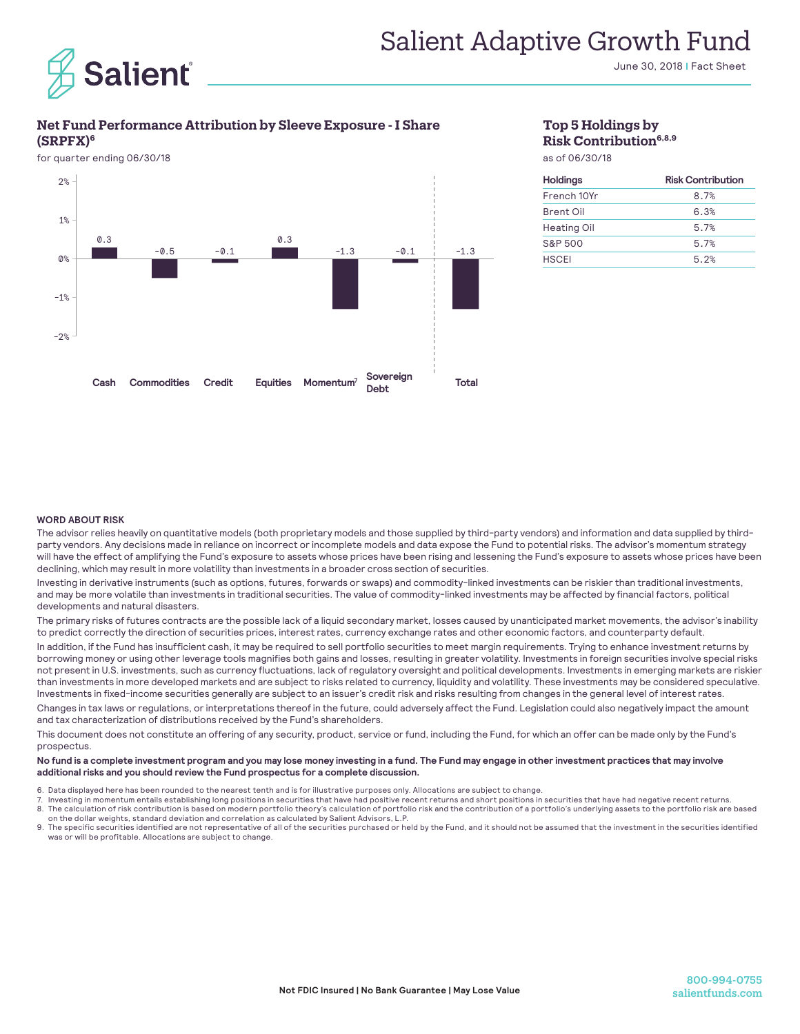# Salient Adaptive Growth Fund

June 30, 2018 | Fact Sheet

## Net Fund Performance Attribution by Sleeve Exposure - I Share (SRPFX)[6]

for quarter ending 06/30/18

2%
1%
0%
-1%
-2%

0.3
-0.5
-0.1
0.3
-1.3
-0.1
-1.3

Cash
Commodities
Credit
Equities
Momentum[7]
Sovereign Debt
Total

## Top 5 Holdings by Risk Contribution[6,8,9]

as of 06/30/18

| Holdings | Risk Contribution |
|---|---|
| French 10Yr | 8.7% |
| Brent Oil | 6.3% |
| Heating Oil | 5.7% |
| S&P 500 | 5.7% |
| HSCEI | 5.2% |

### WORD ABOUT RISK

The advisor relies heavily on quantitative models (both proprietary models and those supplied by third-party vendors) and information and data supplied by third-party vendors. Any decisions made in reliance on incorrect or incomplete models and data expose the Fund to potential risks. The advisor's momentum strategy will have the effect of amplifying the Fund's exposure to assets whose prices have been rising and lessening the Fund's exposure to assets whose prices have been declining, which may result in more volatility than investments in a broader cross section of securities.

Investing in derivative instruments (such as options, futures, forwards or swaps) and commodity-linked investments can be riskier than traditional investments, and may be more volatile than investments in traditional securities. The value of commodity-linked investments may be affected by financial factors, political developments and natural disasters.

The primary risks of futures contracts are the possible lack of a liquid secondary market, losses caused by unanticipated market movements, the advisor's inability to predict correctly the direction of securities prices, interest rates, currency exchange rates and other economic factors, and counterparty default.

In addition, if the Fund has insufficient cash, it may be required to sell portfolio securities to meet margin requirements. Trying to enhance investment returns by borrowing money or using other leverage tools magnifies both gains and losses, resulting in greater volatility. Investments in foreign securities involve special risks not present in U.S. investments, such as currency fluctuations, lack of regulatory oversight and political developments. Investments in emerging markets are riskier than investments in more developed markets and are subject to risks related to currency, liquidity and volatility. These investments may be considered speculative. Investments in fixed-income securities generally are subject to an issuer's credit risk and risks resulting from changes in the general level of interest rates.

Changes in tax laws or regulations, or interpretations thereof in the future, could adversely affect the Fund. Legislation could also negatively impact the amount and tax characterization of distributions received by the Fund's shareholders.

This document does not constitute an offering of any security, product, service or fund, including the Fund, for which an offer can be made only by the Fund's prospectus.

**No fund is a complete investment program and you may lose money investing in a fund. The Fund may engage in other investment practices that may involve additional risks and you should review the Fund prospectus for a complete discussion.**

6. Data displayed here has been rounded to the nearest tenth and is for illustrative purposes only. Allocations are subject to change.
7. Investing in momentum entails establishing long positions in securities that have had positive recent returns and short positions in securities that have had negative recent returns.
8. The calculation of risk contribution is based on modern portfolio theory's calculation of portfolio risk and the contribution of a portfolio's underlying assets to the portfolio risk are based on the dollar weights, standard deviation and correlation as calculated by Salient Advisors, L.P.
9. The specific securities identified are not representative of all of the securities purchased or held by the Fund, and it should not be assumed that the investment in the securities identified was or will be profitable. Allocations are subject to change.

Not FDIC Insured | No Bank Guarantee | May Lose Value

800-994-0755
salientfunds.com